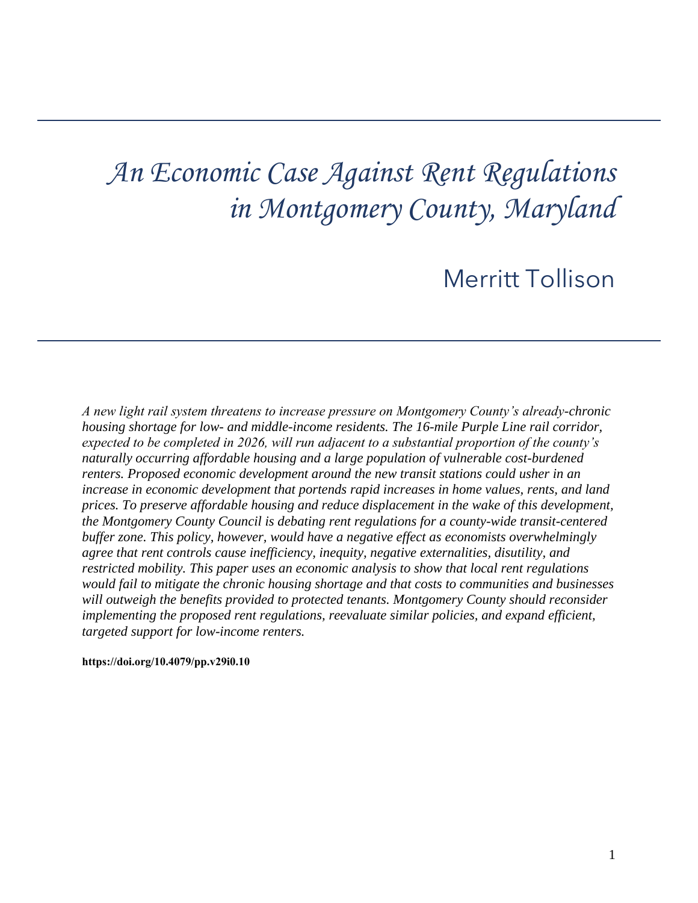# An Economic Case Against Rent Regulations in Montgomery County, Maryland

Merritt Tollison

*A new light rail system threatens to increase pressure on Montgomery County's already-chronic housing shortage for low- and middle-income residents. The 16-mile Purple Line rail corridor, expected to be completed in 2026, will run adjacent to a substantial proportion of the county's naturally occurring affordable housing and a large population of vulnerable cost-burdened renters. Proposed economic development around the new transit stations could usher in an increase in economic development that portends rapid increases in home values, rents, and land prices. To preserve affordable housing and reduce displacement in the wake of this development, the Montgomery County Council is debating rent regulations for a county-wide transit-centered buffer zone. This policy, however, would have a negative effect as economists overwhelmingly agree that rent controls cause inefficiency, inequity, negative externalities, disutility, and restricted mobility. This paper uses an economic analysis to show that local rent regulations would fail to mitigate the chronic housing shortage and that costs to communities and businesses will outweigh the benefits provided to protected tenants. Montgomery County should reconsider implementing the proposed rent regulations, reevaluate similar policies, and expand efficient, targeted support for low-income renters.*

**https://doi.org/10.4079/pp.v29i0.10**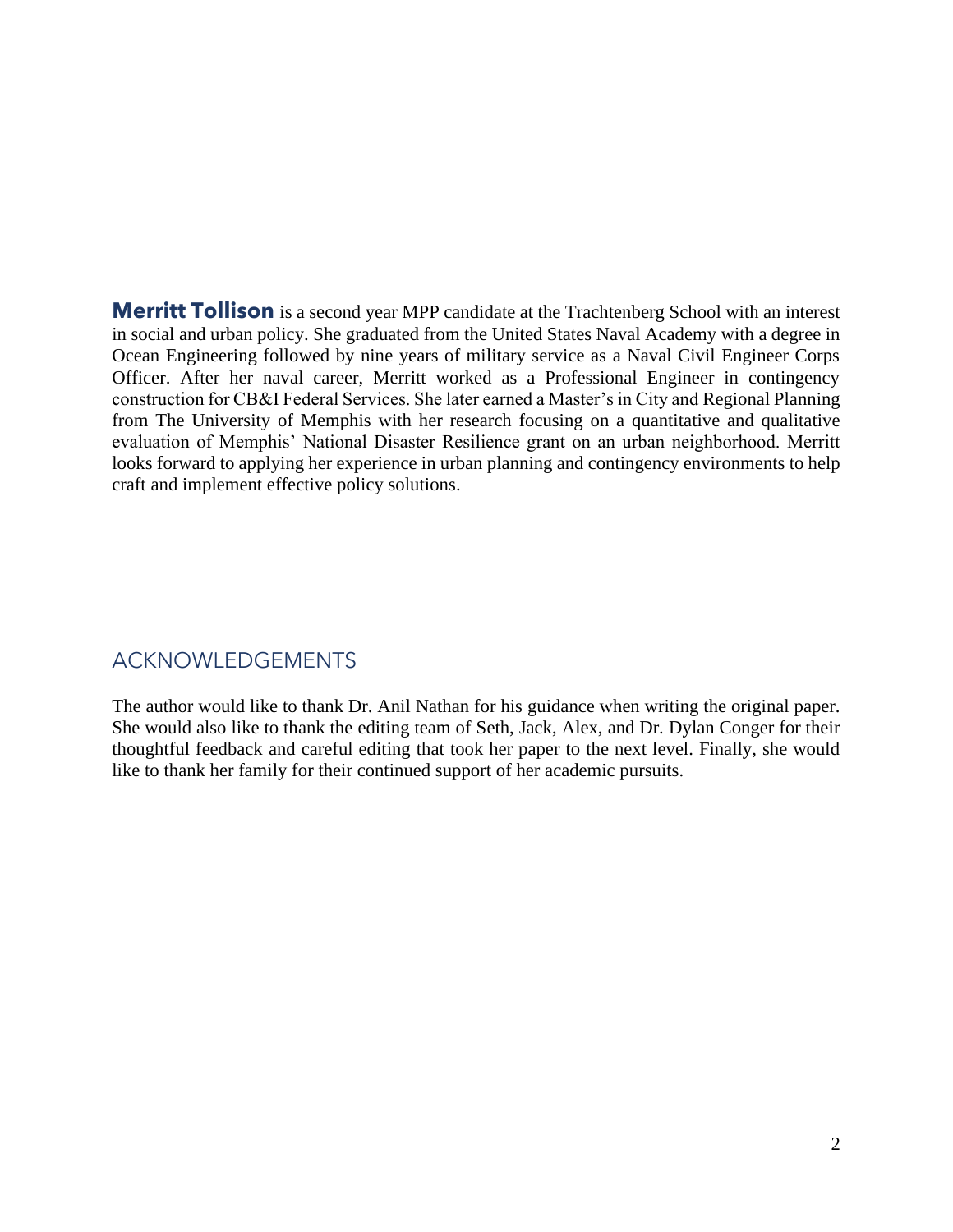**Merritt Tollison** is a second year MPP candidate at the Trachtenberg School with an interest in social and urban policy. She graduated from the United States Naval Academy with a degree in Ocean Engineering followed by nine years of military service as a Naval Civil Engineer Corps Officer. After her naval career, Merritt worked as a Professional Engineer in contingency construction for CB&I Federal Services. She later earned a Master's in City and Regional Planning from The University of Memphis with her research focusing on a quantitative and qualitative evaluation of Memphis' National Disaster Resilience grant on an urban neighborhood. Merritt looks forward to applying her experience in urban planning and contingency environments to help craft and implement effective policy solutions.

## ACKNOWLEDGEMENTS

The author would like to thank Dr. Anil Nathan for his guidance when writing the original paper. She would also like to thank the editing team of Seth, Jack, Alex, and Dr. Dylan Conger for their thoughtful feedback and careful editing that took her paper to the next level. Finally, she would like to thank her family for their continued support of her academic pursuits.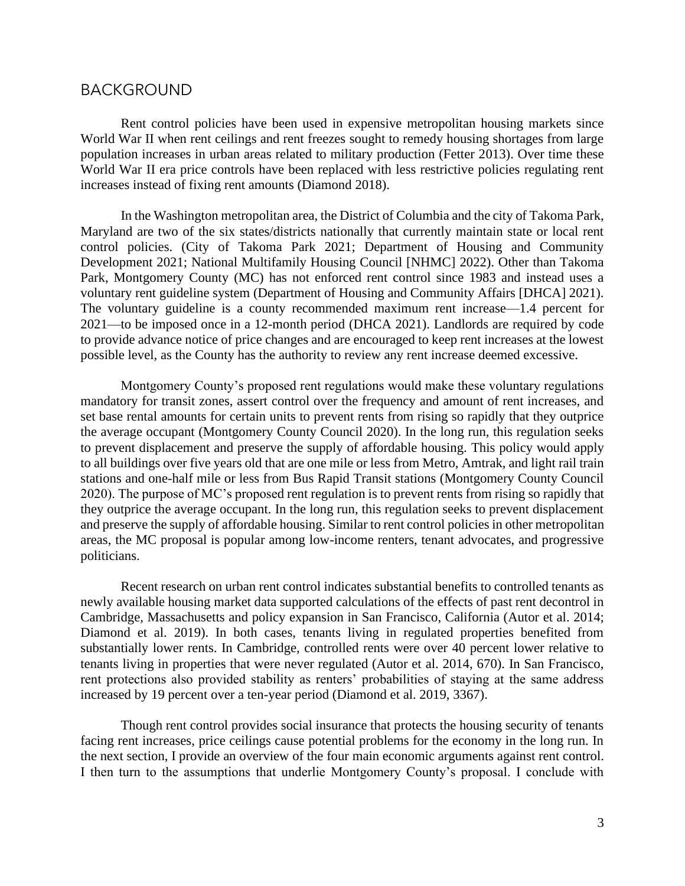## BACKGROUND

Rent control policies have been used in expensive metropolitan housing markets since World War II when rent ceilings and rent freezes sought to remedy housing shortages from large population increases in urban areas related to military production (Fetter 2013). Over time these World War II era price controls have been replaced with less restrictive policies regulating rent increases instead of fixing rent amounts (Diamond 2018).

In the Washington metropolitan area, the District of Columbia and the city of Takoma Park, Maryland are two of the six states/districts nationally that currently maintain state or local rent control policies. (City of Takoma Park 2021; Department of Housing and Community Development 2021; National Multifamily Housing Council [NHMC] 2022). Other than Takoma Park, Montgomery County (MC) has not enforced rent control since 1983 and instead uses a voluntary rent guideline system (Department of Housing and Community Affairs [DHCA] 2021). The voluntary guideline is a county recommended maximum rent increase—1.4 percent for 2021—to be imposed once in a 12-month period (DHCA 2021). Landlords are required by code to provide advance notice of price changes and are encouraged to keep rent increases at the lowest possible level, as the County has the authority to review any rent increase deemed excessive.

Montgomery County's proposed rent regulations would make these voluntary regulations mandatory for transit zones, assert control over the frequency and amount of rent increases, and set base rental amounts for certain units to prevent rents from rising so rapidly that they outprice the average occupant (Montgomery County Council 2020). In the long run, this regulation seeks to prevent displacement and preserve the supply of affordable housing. This policy would apply to all buildings over five years old that are one mile or less from Metro, Amtrak, and light rail train stations and one-half mile or less from Bus Rapid Transit stations (Montgomery County Council 2020). The purpose of MC's proposed rent regulation is to prevent rents from rising so rapidly that they outprice the average occupant. In the long run, this regulation seeks to prevent displacement and preserve the supply of affordable housing. Similar to rent control policies in other metropolitan areas, the MC proposal is popular among low-income renters, tenant advocates, and progressive politicians.

Recent research on urban rent control indicates substantial benefits to controlled tenants as newly available housing market data supported calculations of the effects of past rent decontrol in Cambridge, Massachusetts and policy expansion in San Francisco, California (Autor et al. 2014; Diamond et al. 2019). In both cases, tenants living in regulated properties benefited from substantially lower rents. In Cambridge, controlled rents were over 40 percent lower relative to tenants living in properties that were never regulated (Autor et al. 2014, 670). In San Francisco, rent protections also provided stability as renters' probabilities of staying at the same address increased by 19 percent over a ten-year period (Diamond et al. 2019, 3367).

Though rent control provides social insurance that protects the housing security of tenants facing rent increases, price ceilings cause potential problems for the economy in the long run. In the next section, I provide an overview of the four main economic arguments against rent control. I then turn to the assumptions that underlie Montgomery County's proposal. I conclude with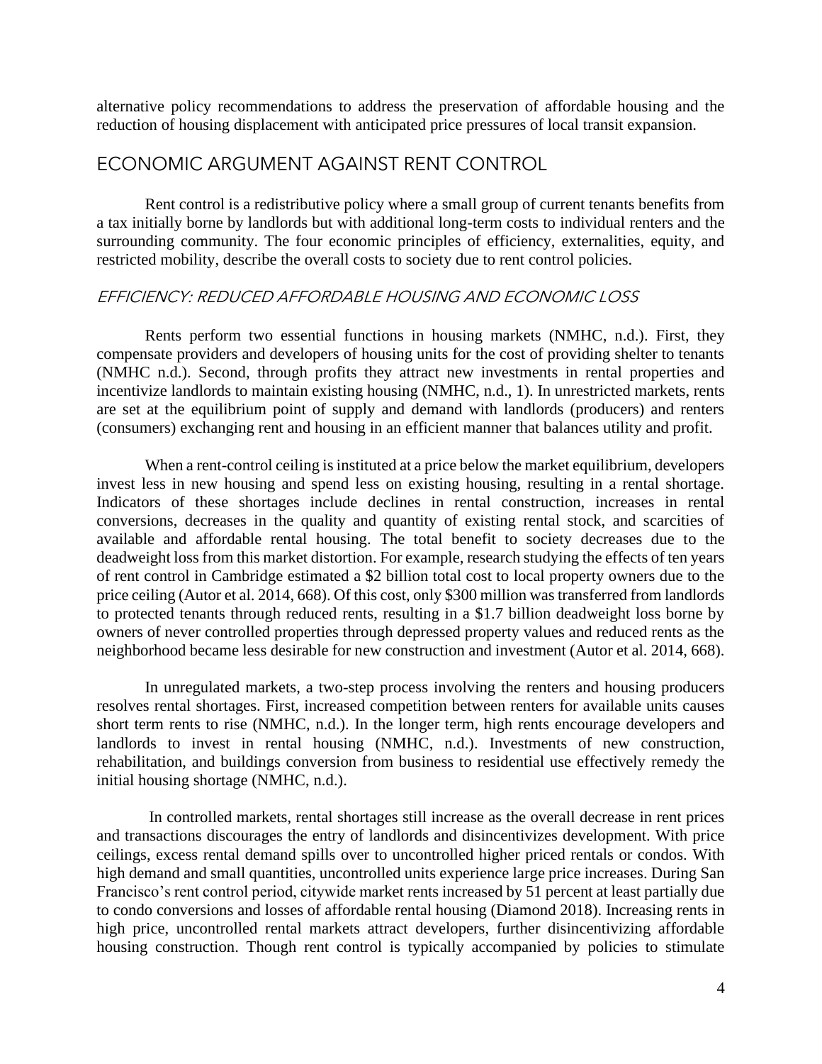alternative policy recommendations to address the preservation of affordable housing and the reduction of housing displacement with anticipated price pressures of local transit expansion.

## ECONOMIC ARGUMENT AGAINST RENT CONTROL

Rent control is a redistributive policy where a small group of current tenants benefits from a tax initially borne by landlords but with additional long-term costs to individual renters and the surrounding community. The four economic principles of efficiency, externalities, equity, and restricted mobility, describe the overall costs to society due to rent control policies.

### *EFFICIENCY: REDUCED AFFORDABLE HOUSING AND ECONOMIC LOSS*

Rents perform two essential functions in housing markets (NMHC, n.d.). First, they compensate providers and developers of housing units for the cost of providing shelter to tenants (NMHC n.d.). Second, through profits they attract new investments in rental properties and incentivize landlords to maintain existing housing (NMHC, n.d., 1). In unrestricted markets, rents are set at the equilibrium point of supply and demand with landlords (producers) and renters (consumers) exchanging rent and housing in an efficient manner that balances utility and profit.

When a rent-control ceiling is instituted at a price below the market equilibrium, developers invest less in new housing and spend less on existing housing, resulting in a rental shortage. Indicators of these shortages include declines in rental construction, increases in rental conversions, decreases in the quality and quantity of existing rental stock, and scarcities of available and affordable rental housing. The total benefit to society decreases due to the deadweight loss from this market distortion. For example, research studying the effects of ten years of rent control in Cambridge estimated a $2 billion total cost to local property owners due to the price ceiling (Autor et al. 2014, 668). Of this cost, only $300 million was transferred from landlords to protected tenants through reduced rents, resulting in a $1.7 billion deadweight loss borne by owners of never controlled properties through depressed property values and reduced rents as the neighborhood became less desirable for new construction and investment (Autor et al. 2014, 668).

In unregulated markets, a two-step process involving the renters and housing producers resolves rental shortages. First, increased competition between renters for available units causes short term rents to rise (NMHC, n.d.). In the longer term, high rents encourage developers and landlords to invest in rental housing (NMHC, n.d.). Investments of new construction, rehabilitation, and buildings conversion from business to residential use effectively remedy the initial housing shortage (NMHC, n.d.).

In controlled markets, rental shortages still increase as the overall decrease in rent prices and transactions discourages the entry of landlords and disincentivizes development. With price ceilings, excess rental demand spills over to uncontrolled higher priced rentals or condos. With high demand and small quantities, uncontrolled units experience large price increases. During San Francisco's rent control period, citywide market rents increased by 51 percent at least partially due to condo conversions and losses of affordable rental housing (Diamond 2018). Increasing rents in high price, uncontrolled rental markets attract developers, further disincentivizing affordable housing construction. Though rent control is typically accompanied by policies to stimulate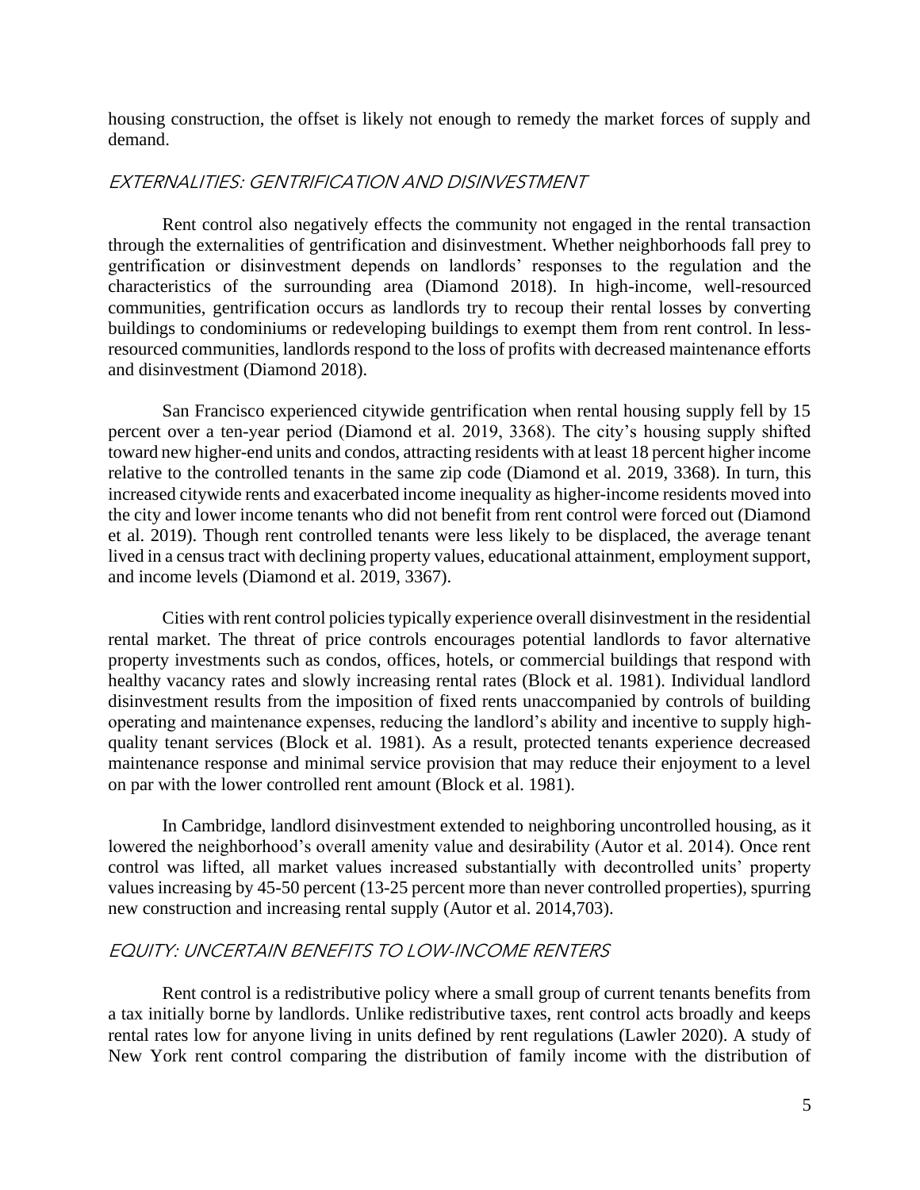housing construction, the offset is likely not enough to remedy the market forces of supply and demand.

### *EXTERNALITIES: GENTRIFICATION AND DISINVESTMENT*

Rent control also negatively effects the community not engaged in the rental transaction through the externalities of gentrification and disinvestment. Whether neighborhoods fall prey to gentrification or disinvestment depends on landlords' responses to the regulation and the characteristics of the surrounding area (Diamond 2018). In high-income, well-resourced communities, gentrification occurs as landlords try to recoup their rental losses by converting buildings to condominiums or redeveloping buildings to exempt them from rent control. In less-resourced communities, landlords respond to the loss of profits with decreased maintenance efforts and disinvestment (Diamond 2018).

San Francisco experienced citywide gentrification when rental housing supply fell by 15 percent over a ten-year period (Diamond et al. 2019, 3368). The city's housing supply shifted toward new higher-end units and condos, attracting residents with at least 18 percent higher income relative to the controlled tenants in the same zip code (Diamond et al. 2019, 3368). In turn, this increased citywide rents and exacerbated income inequality as higher-income residents moved into the city and lower income tenants who did not benefit from rent control were forced out (Diamond et al. 2019). Though rent controlled tenants were less likely to be displaced, the average tenant lived in a census tract with declining property values, educational attainment, employment support, and income levels (Diamond et al. 2019, 3367).

Cities with rent control policies typically experience overall disinvestment in the residential rental market. The threat of price controls encourages potential landlords to favor alternative property investments such as condos, offices, hotels, or commercial buildings that respond with healthy vacancy rates and slowly increasing rental rates (Block et al. 1981). Individual landlord disinvestment results from the imposition of fixed rents unaccompanied by controls of building operating and maintenance expenses, reducing the landlord's ability and incentive to supply high-quality tenant services (Block et al. 1981). As a result, protected tenants experience decreased maintenance response and minimal service provision that may reduce their enjoyment to a level on par with the lower controlled rent amount (Block et al. 1981).

In Cambridge, landlord disinvestment extended to neighboring uncontrolled housing, as it lowered the neighborhood's overall amenity value and desirability (Autor et al. 2014). Once rent control was lifted, all market values increased substantially with decontrolled units' property values increasing by 45-50 percent (13-25 percent more than never controlled properties), spurring new construction and increasing rental supply (Autor et al. 2014,703).

### *EQUITY: UNCERTAIN BENEFITS TO LOW-INCOME RENTERS*

Rent control is a redistributive policy where a small group of current tenants benefits from a tax initially borne by landlords. Unlike redistributive taxes, rent control acts broadly and keeps rental rates low for anyone living in units defined by rent regulations (Lawler 2020). A study of New York rent control comparing the distribution of family income with the distribution of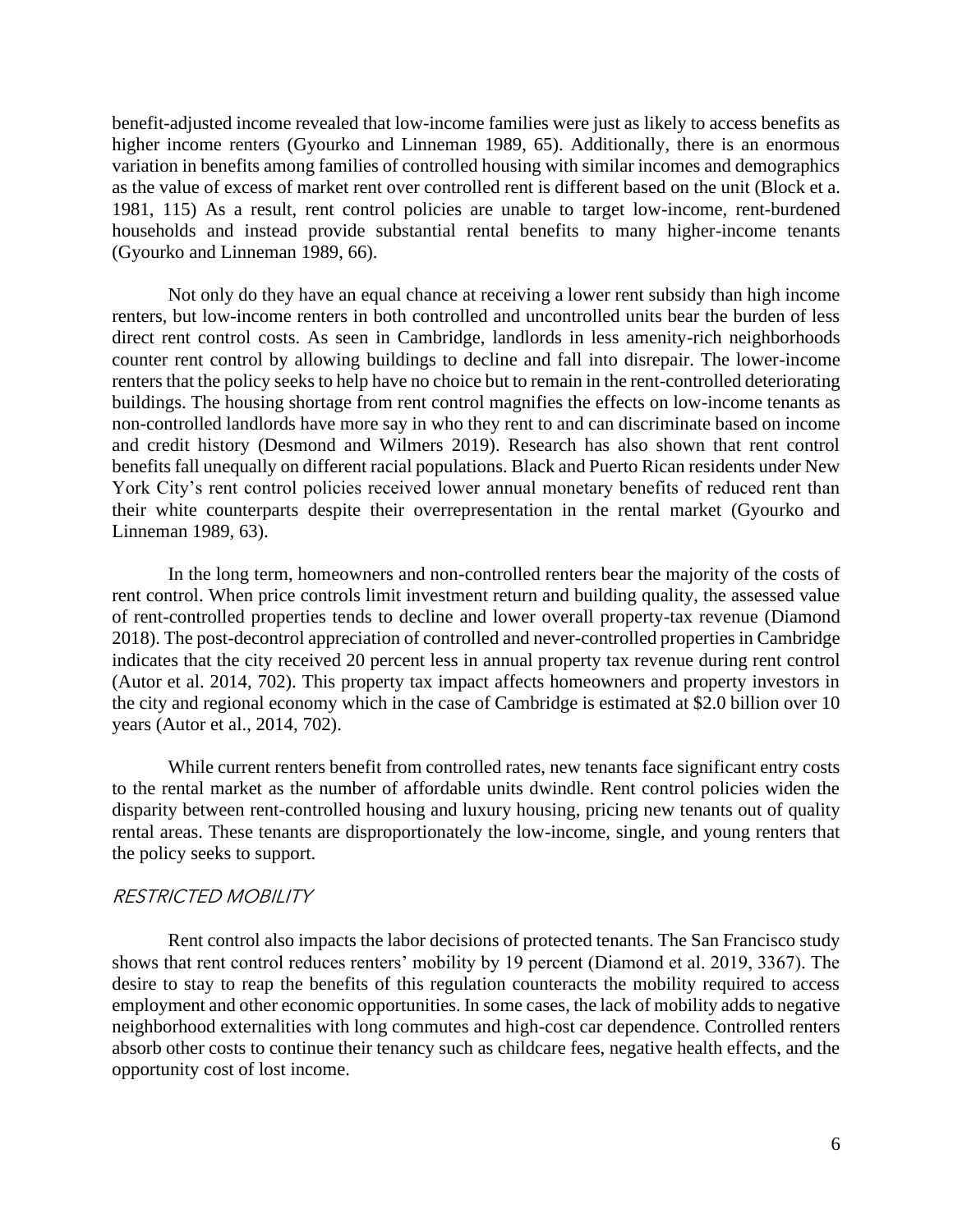benefit-adjusted income revealed that low-income families were just as likely to access benefits as higher income renters (Gyourko and Linneman 1989, 65). Additionally, there is an enormous variation in benefits among families of controlled housing with similar incomes and demographics as the value of excess of market rent over controlled rent is different based on the unit (Block et a. 1981, 115) As a result, rent control policies are unable to target low-income, rent-burdened households and instead provide substantial rental benefits to many higher-income tenants (Gyourko and Linneman 1989, 66).

Not only do they have an equal chance at receiving a lower rent subsidy than high income renters, but low-income renters in both controlled and uncontrolled units bear the burden of less direct rent control costs. As seen in Cambridge, landlords in less amenity-rich neighborhoods counter rent control by allowing buildings to decline and fall into disrepair. The lower-income renters that the policy seeks to help have no choice but to remain in the rent-controlled deteriorating buildings. The housing shortage from rent control magnifies the effects on low-income tenants as non-controlled landlords have more say in who they rent to and can discriminate based on income and credit history (Desmond and Wilmers 2019). Research has also shown that rent control benefits fall unequally on different racial populations. Black and Puerto Rican residents under New York City's rent control policies received lower annual monetary benefits of reduced rent than their white counterparts despite their overrepresentation in the rental market (Gyourko and Linneman 1989, 63).

In the long term, homeowners and non-controlled renters bear the majority of the costs of rent control. When price controls limit investment return and building quality, the assessed value of rent-controlled properties tends to decline and lower overall property-tax revenue (Diamond 2018). The post-decontrol appreciation of controlled and never-controlled properties in Cambridge indicates that the city received 20 percent less in annual property tax revenue during rent control (Autor et al. 2014, 702). This property tax impact affects homeowners and property investors in the city and regional economy which in the case of Cambridge is estimated at $2.0 billion over 10 years (Autor et al., 2014, 702).

While current renters benefit from controlled rates, new tenants face significant entry costs to the rental market as the number of affordable units dwindle. Rent control policies widen the disparity between rent-controlled housing and luxury housing, pricing new tenants out of quality rental areas. These tenants are disproportionately the low-income, single, and young renters that the policy seeks to support.

### *RESTRICTED MOBILITY*

Rent control also impacts the labor decisions of protected tenants. The San Francisco study shows that rent control reduces renters' mobility by 19 percent (Diamond et al. 2019, 3367). The desire to stay to reap the benefits of this regulation counteracts the mobility required to access employment and other economic opportunities. In some cases, the lack of mobility adds to negative neighborhood externalities with long commutes and high-cost car dependence. Controlled renters absorb other costs to continue their tenancy such as childcare fees, negative health effects, and the opportunity cost of lost income.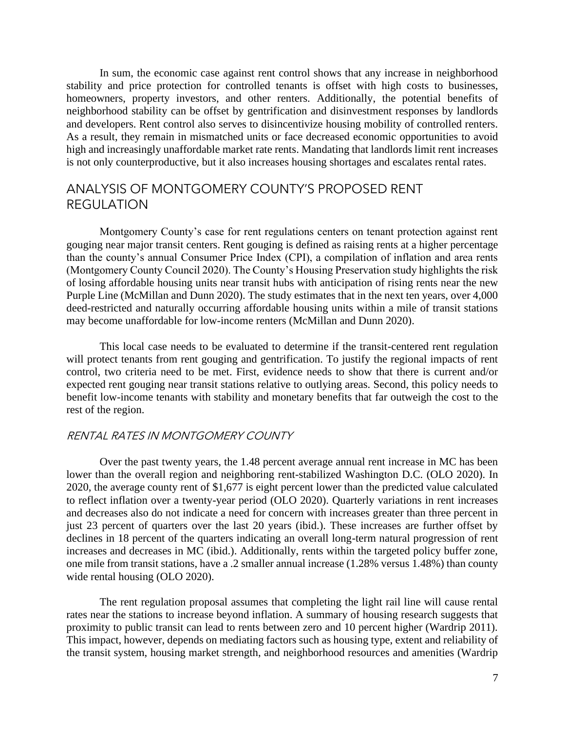In sum, the economic case against rent control shows that any increase in neighborhood stability and price protection for controlled tenants is offset with high costs to businesses, homeowners, property investors, and other renters. Additionally, the potential benefits of neighborhood stability can be offset by gentrification and disinvestment responses by landlords and developers. Rent control also serves to disincentivize housing mobility of controlled renters. As a result, they remain in mismatched units or face decreased economic opportunities to avoid high and increasingly unaffordable market rate rents. Mandating that landlords limit rent increases is not only counterproductive, but it also increases housing shortages and escalates rental rates.

## ANALYSIS OF MONTGOMERY COUNTY'S PROPOSED RENT REGULATION

Montgomery County's case for rent regulations centers on tenant protection against rent gouging near major transit centers. Rent gouging is defined as raising rents at a higher percentage than the county's annual Consumer Price Index (CPI), a compilation of inflation and area rents (Montgomery County Council 2020). The County's Housing Preservation study highlights the risk of losing affordable housing units near transit hubs with anticipation of rising rents near the new Purple Line (McMillan and Dunn 2020). The study estimates that in the next ten years, over 4,000 deed-restricted and naturally occurring affordable housing units within a mile of transit stations may become unaffordable for low-income renters (McMillan and Dunn 2020).

This local case needs to be evaluated to determine if the transit-centered rent regulation will protect tenants from rent gouging and gentrification. To justify the regional impacts of rent control, two criteria need to be met. First, evidence needs to show that there is current and/or expected rent gouging near transit stations relative to outlying areas. Second, this policy needs to benefit low-income tenants with stability and monetary benefits that far outweigh the cost to the rest of the region.

### *RENTAL RATES IN MONTGOMERY COUNTY*

Over the past twenty years, the 1.48 percent average annual rent increase in MC has been lower than the overall region and neighboring rent-stabilized Washington D.C. (OLO 2020). In 2020, the average county rent of $1,677 is eight percent lower than the predicted value calculated to reflect inflation over a twenty-year period (OLO 2020). Quarterly variations in rent increases and decreases also do not indicate a need for concern with increases greater than three percent in just 23 percent of quarters over the last 20 years (ibid.). These increases are further offset by declines in 18 percent of the quarters indicating an overall long-term natural progression of rent increases and decreases in MC (ibid.). Additionally, rents within the targeted policy buffer zone, one mile from transit stations, have a .2 smaller annual increase (1.28% versus 1.48%) than county wide rental housing (OLO 2020).

The rent regulation proposal assumes that completing the light rail line will cause rental rates near the stations to increase beyond inflation. A summary of housing research suggests that proximity to public transit can lead to rents between zero and 10 percent higher (Wardrip 2011). This impact, however, depends on mediating factors such as housing type, extent and reliability of the transit system, housing market strength, and neighborhood resources and amenities (Wardrip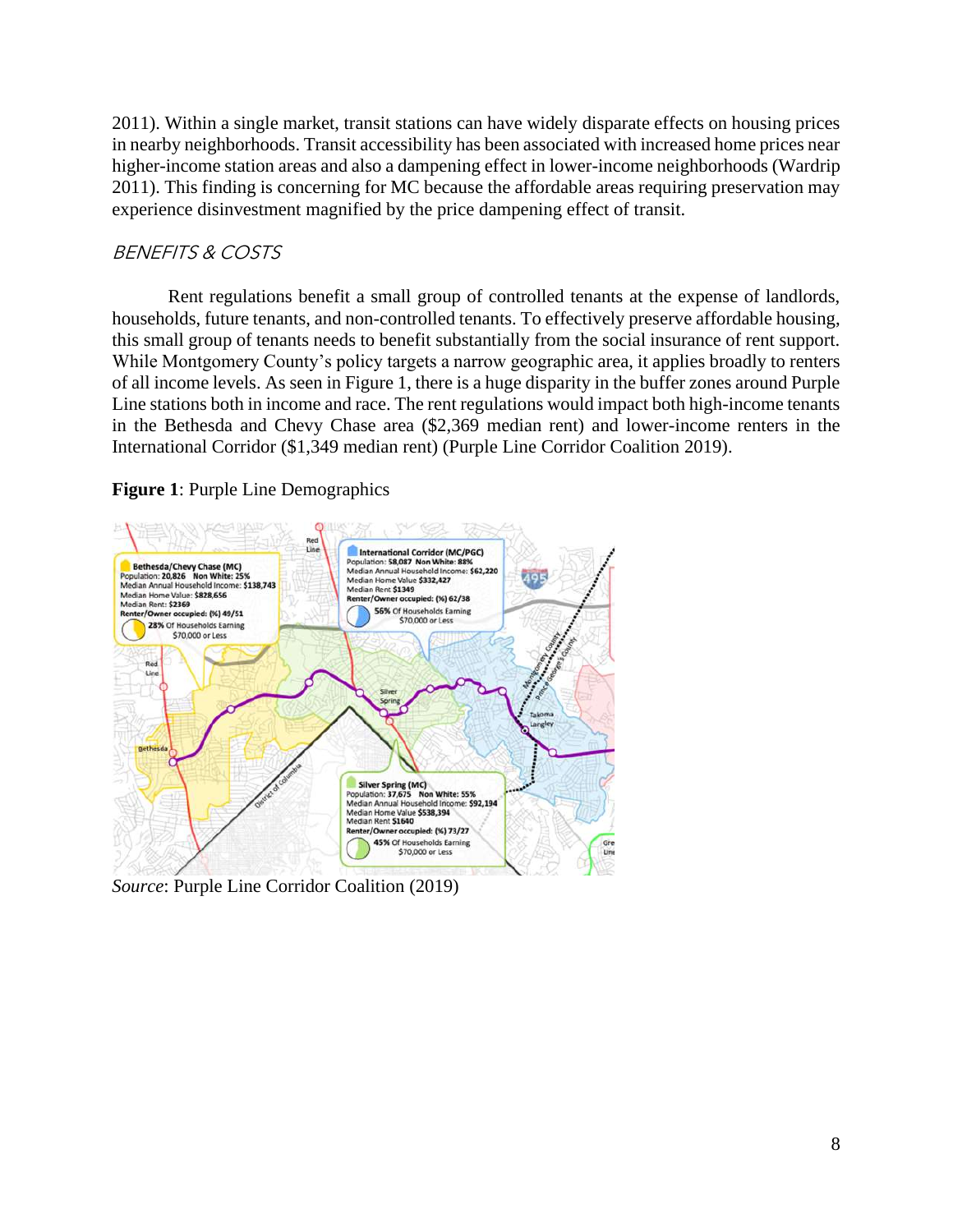2011). Within a single market, transit stations can have widely disparate effects on housing prices in nearby neighborhoods. Transit accessibility has been associated with increased home prices near higher-income station areas and also a dampening effect in lower-income neighborhoods (Wardrip 2011). This finding is concerning for MC because the affordable areas requiring preservation may experience disinvestment magnified by the price dampening effect of transit.

### *BENEFITS & COSTS*

Rent regulations benefit a small group of controlled tenants at the expense of landlords, households, future tenants, and non-controlled tenants. To effectively preserve affordable housing, this small group of tenants needs to benefit substantially from the social insurance of rent support. While Montgomery County's policy targets a narrow geographic area, it applies broadly to renters of all income levels. As seen in Figure 1, there is a huge disparity in the buffer zones around Purple Line stations both in income and race. The rent regulations would impact both high-income tenants in the Bethesda and Chevy Chase area ($2,369 median rent) and lower-income renters in the International Corridor ($1,349 median rent) (Purple Line Corridor Coalition 2019).

**Figure 1**: Purple Line Demographics

*Source*: Purple Line Corridor Coalition (2019)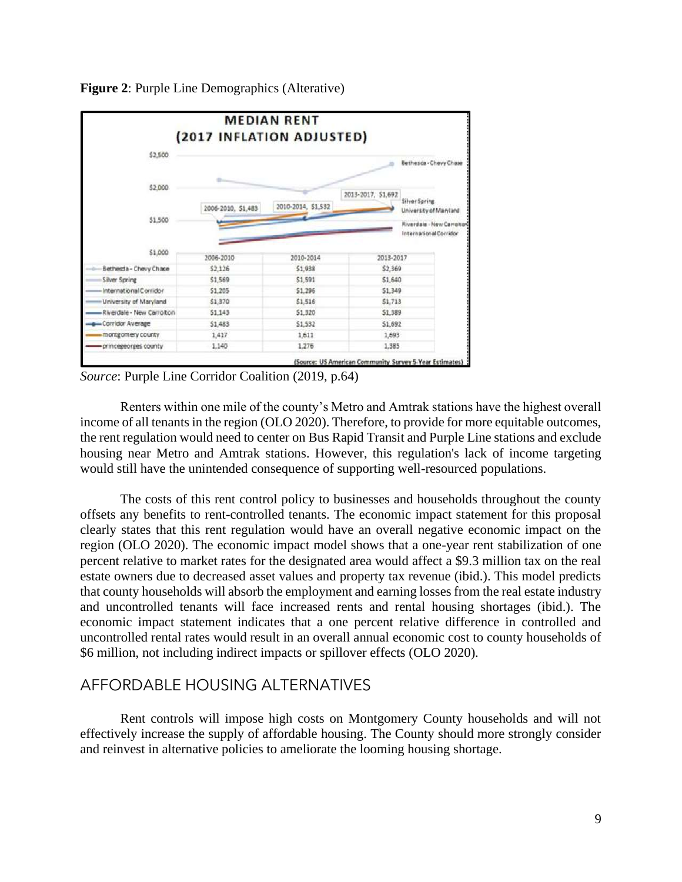**Figure 2**: Purple Line Demographics (Alterative)

**MEDIAN RENT (2017 INFLATION ADJUSTED)**

| | 2006-2010 | 2010-2014 | 2013-2017 |
|---|---|---|---|
| Bethesda - Chevy Chase | $2,126 | $1,938 | $2,369 |
| Silver Spring | $1,569 | $1,591 | $1,640 |
| International Corridor | $1,205 | $1,296 | $1,349 |
| University of Maryland | $1,370 | $1,516 | $1,713 |
| Riverdale - New Carrolton | $1,143 | $1,320 | $1,389 |
| Corridor Average | $1,483 | $1,532 | $1,692 |
| montgomery county | 1,417 | 1,611 | 1,693 |
| princegeorges county | 1,140 | 1,276 | 1,385 |

(Source: US American Community Survey 5-Year Estimates)

*Source*: Purple Line Corridor Coalition (2019, p.64)

Renters within one mile of the county's Metro and Amtrak stations have the highest overall income of all tenants in the region (OLO 2020). Therefore, to provide for more equitable outcomes, the rent regulation would need to center on Bus Rapid Transit and Purple Line stations and exclude housing near Metro and Amtrak stations. However, this regulation's lack of income targeting would still have the unintended consequence of supporting well-resourced populations.

The costs of this rent control policy to businesses and households throughout the county offsets any benefits to rent-controlled tenants. The economic impact statement for this proposal clearly states that this rent regulation would have an overall negative economic impact on the region (OLO 2020). The economic impact model shows that a one-year rent stabilization of one percent relative to market rates for the designated area would affect a $9.3 million tax on the real estate owners due to decreased asset values and property tax revenue (ibid.). This model predicts that county households will absorb the employment and earning losses from the real estate industry and uncontrolled tenants will face increased rents and rental housing shortages (ibid.). The economic impact statement indicates that a one percent relative difference in controlled and uncontrolled rental rates would result in an overall annual economic cost to county households of $6 million, not including indirect impacts or spillover effects (OLO 2020).

## AFFORDABLE HOUSING ALTERNATIVES

Rent controls will impose high costs on Montgomery County households and will not effectively increase the supply of affordable housing. The County should more strongly consider and reinvest in alternative policies to ameliorate the looming housing shortage.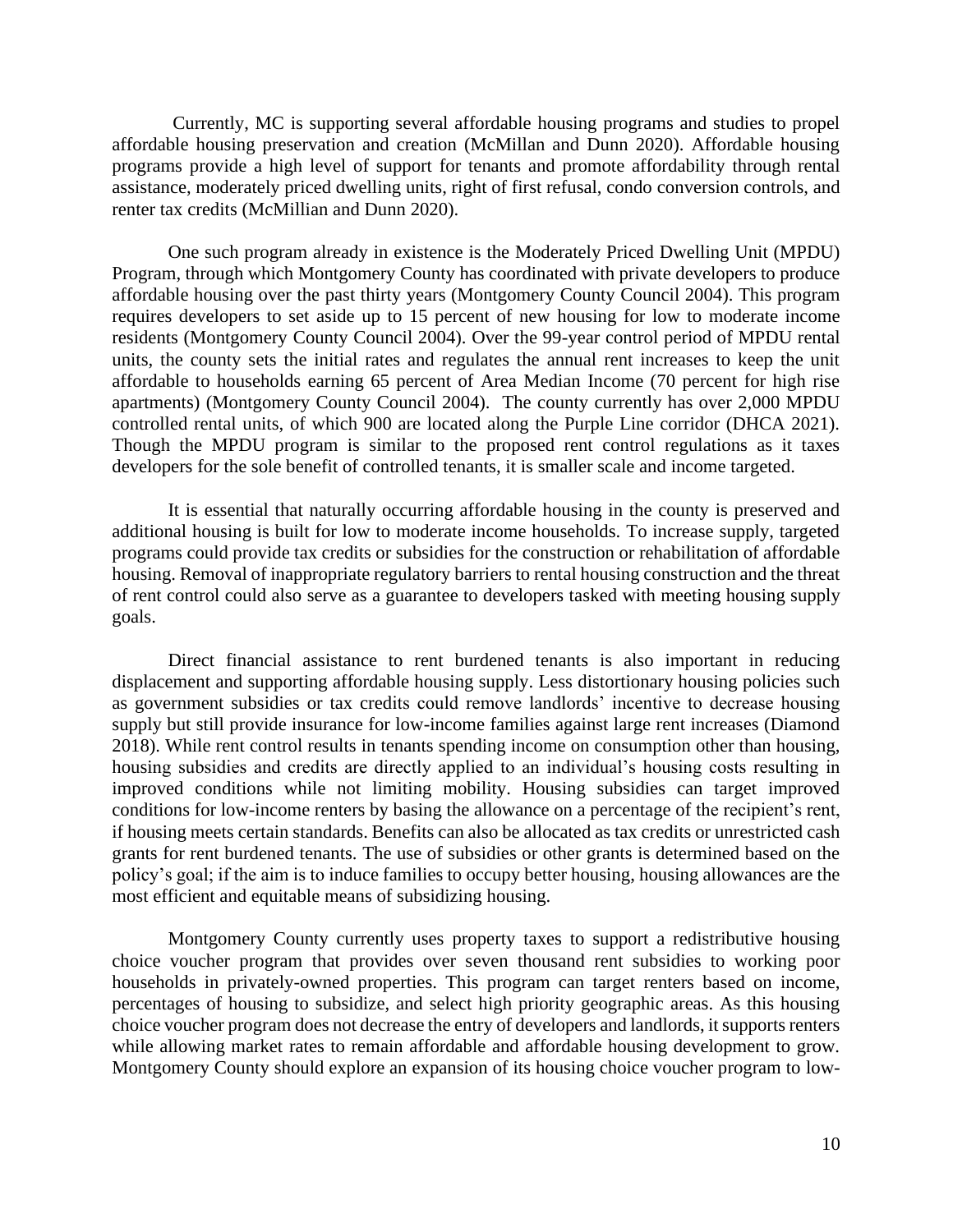Currently, MC is supporting several affordable housing programs and studies to propel affordable housing preservation and creation (McMillan and Dunn 2020). Affordable housing programs provide a high level of support for tenants and promote affordability through rental assistance, moderately priced dwelling units, right of first refusal, condo conversion controls, and renter tax credits (McMillian and Dunn 2020).

One such program already in existence is the Moderately Priced Dwelling Unit (MPDU) Program, through which Montgomery County has coordinated with private developers to produce affordable housing over the past thirty years (Montgomery County Council 2004). This program requires developers to set aside up to 15 percent of new housing for low to moderate income residents (Montgomery County Council 2004). Over the 99-year control period of MPDU rental units, the county sets the initial rates and regulates the annual rent increases to keep the unit affordable to households earning 65 percent of Area Median Income (70 percent for high rise apartments) (Montgomery County Council 2004). The county currently has over 2,000 MPDU controlled rental units, of which 900 are located along the Purple Line corridor (DHCA 2021). Though the MPDU program is similar to the proposed rent control regulations as it taxes developers for the sole benefit of controlled tenants, it is smaller scale and income targeted.

It is essential that naturally occurring affordable housing in the county is preserved and additional housing is built for low to moderate income households. To increase supply, targeted programs could provide tax credits or subsidies for the construction or rehabilitation of affordable housing. Removal of inappropriate regulatory barriers to rental housing construction and the threat of rent control could also serve as a guarantee to developers tasked with meeting housing supply goals.

Direct financial assistance to rent burdened tenants is also important in reducing displacement and supporting affordable housing supply. Less distortionary housing policies such as government subsidies or tax credits could remove landlords' incentive to decrease housing supply but still provide insurance for low-income families against large rent increases (Diamond 2018). While rent control results in tenants spending income on consumption other than housing, housing subsidies and credits are directly applied to an individual's housing costs resulting in improved conditions while not limiting mobility. Housing subsidies can target improved conditions for low-income renters by basing the allowance on a percentage of the recipient's rent, if housing meets certain standards. Benefits can also be allocated as tax credits or unrestricted cash grants for rent burdened tenants. The use of subsidies or other grants is determined based on the policy's goal; if the aim is to induce families to occupy better housing, housing allowances are the most efficient and equitable means of subsidizing housing.

Montgomery County currently uses property taxes to support a redistributive housing choice voucher program that provides over seven thousand rent subsidies to working poor households in privately-owned properties. This program can target renters based on income, percentages of housing to subsidize, and select high priority geographic areas. As this housing choice voucher program does not decrease the entry of developers and landlords, it supports renters while allowing market rates to remain affordable and affordable housing development to grow. Montgomery County should explore an expansion of its housing choice voucher program to low-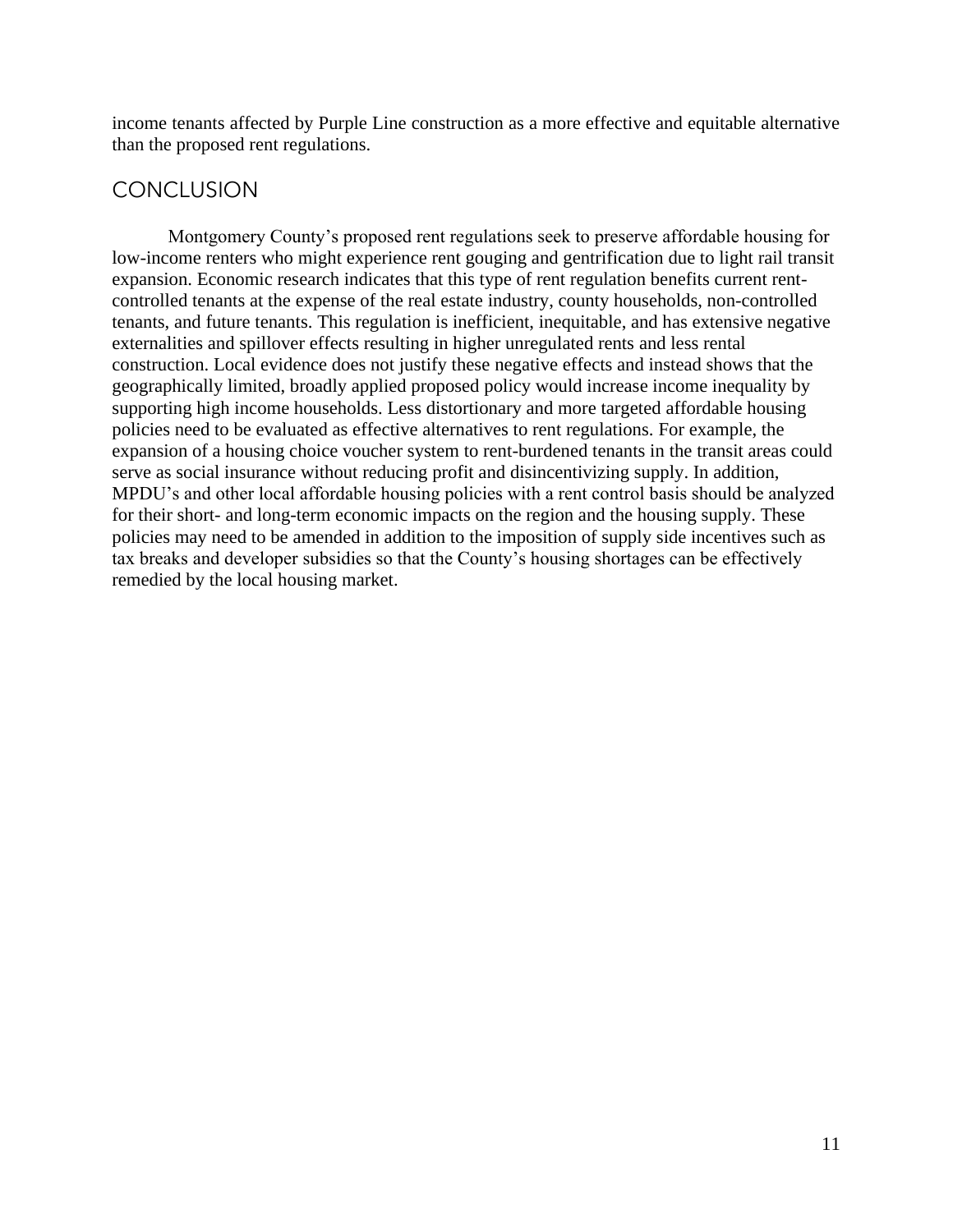income tenants affected by Purple Line construction as a more effective and equitable alternative than the proposed rent regulations.

## CONCLUSION

Montgomery County's proposed rent regulations seek to preserve affordable housing for low-income renters who might experience rent gouging and gentrification due to light rail transit expansion. Economic research indicates that this type of rent regulation benefits current rent-controlled tenants at the expense of the real estate industry, county households, non-controlled tenants, and future tenants. This regulation is inefficient, inequitable, and has extensive negative externalities and spillover effects resulting in higher unregulated rents and less rental construction. Local evidence does not justify these negative effects and instead shows that the geographically limited, broadly applied proposed policy would increase income inequality by supporting high income households. Less distortionary and more targeted affordable housing policies need to be evaluated as effective alternatives to rent regulations. For example, the expansion of a housing choice voucher system to rent-burdened tenants in the transit areas could serve as social insurance without reducing profit and disincentivizing supply. In addition, MPDU's and other local affordable housing policies with a rent control basis should be analyzed for their short- and long-term economic impacts on the region and the housing supply. These policies may need to be amended in addition to the imposition of supply side incentives such as tax breaks and developer subsidies so that the County's housing shortages can be effectively remedied by the local housing market.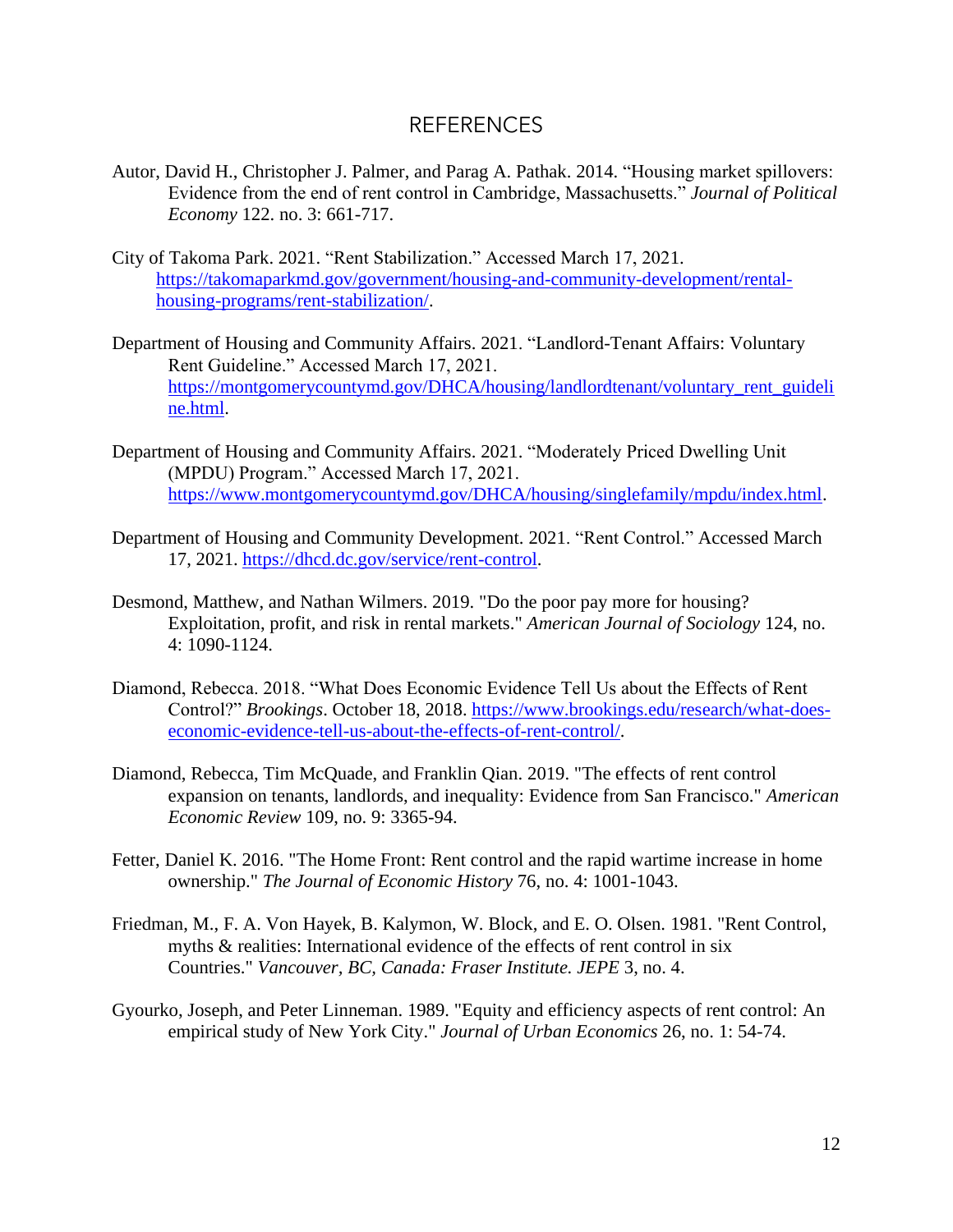# REFERENCES

Autor, David H., Christopher J. Palmer, and Parag A. Pathak. 2014. "Housing market spillovers: Evidence from the end of rent control in Cambridge, Massachusetts." *Journal of Political Economy* 122. no. 3: 661-717.

City of Takoma Park. 2021. "Rent Stabilization." Accessed March 17, 2021. [https://takomaparkmd.gov/government/housing-and-community-development/rental-housing-programs/rent-stabilization/](https://takomaparkmd.gov/government/housing-and-community-development/rental-housing-programs/rent-stabilization/).

Department of Housing and Community Affairs. 2021. "Landlord-Tenant Affairs: Voluntary Rent Guideline." Accessed March 17, 2021. [https://montgomerycountymd.gov/DHCA/housing/landlordtenant/voluntary_rent_guideline.html](https://montgomerycountymd.gov/DHCA/housing/landlordtenant/voluntary_rent_guideline.html).

Department of Housing and Community Affairs. 2021. "Moderately Priced Dwelling Unit (MPDU) Program." Accessed March 17, 2021. [https://www.montgomerycountymd.gov/DHCA/housing/singlefamily/mpdu/index.html](https://www.montgomerycountymd.gov/DHCA/housing/singlefamily/mpdu/index.html).

Department of Housing and Community Development. 2021. "Rent Control." Accessed March 17, 2021. [https://dhcd.dc.gov/service/rent-control](https://dhcd.dc.gov/service/rent-control).

Desmond, Matthew, and Nathan Wilmers. 2019. "Do the poor pay more for housing? Exploitation, profit, and risk in rental markets." *American Journal of Sociology* 124, no. 4: 1090-1124.

Diamond, Rebecca. 2018. "What Does Economic Evidence Tell Us about the Effects of Rent Control?" *Brookings*. October 18, 2018. [https://www.brookings.edu/research/what-does-economic-evidence-tell-us-about-the-effects-of-rent-control/](https://www.brookings.edu/research/what-does-economic-evidence-tell-us-about-the-effects-of-rent-control/).

Diamond, Rebecca, Tim McQuade, and Franklin Qian. 2019. "The effects of rent control expansion on tenants, landlords, and inequality: Evidence from San Francisco." *American Economic Review* 109, no. 9: 3365-94.

Fetter, Daniel K. 2016. "The Home Front: Rent control and the rapid wartime increase in home ownership." *The Journal of Economic History* 76, no. 4: 1001-1043.

Friedman, M., F. A. Von Hayek, B. Kalymon, W. Block, and E. O. Olsen. 1981. "Rent Control, myths & realities: International evidence of the effects of rent control in six Countries." *Vancouver, BC, Canada: Fraser Institute. JEPE* 3, no. 4.

Gyourko, Joseph, and Peter Linneman. 1989. "Equity and efficiency aspects of rent control: An empirical study of New York City." *Journal of Urban Economics* 26, no. 1: 54-74.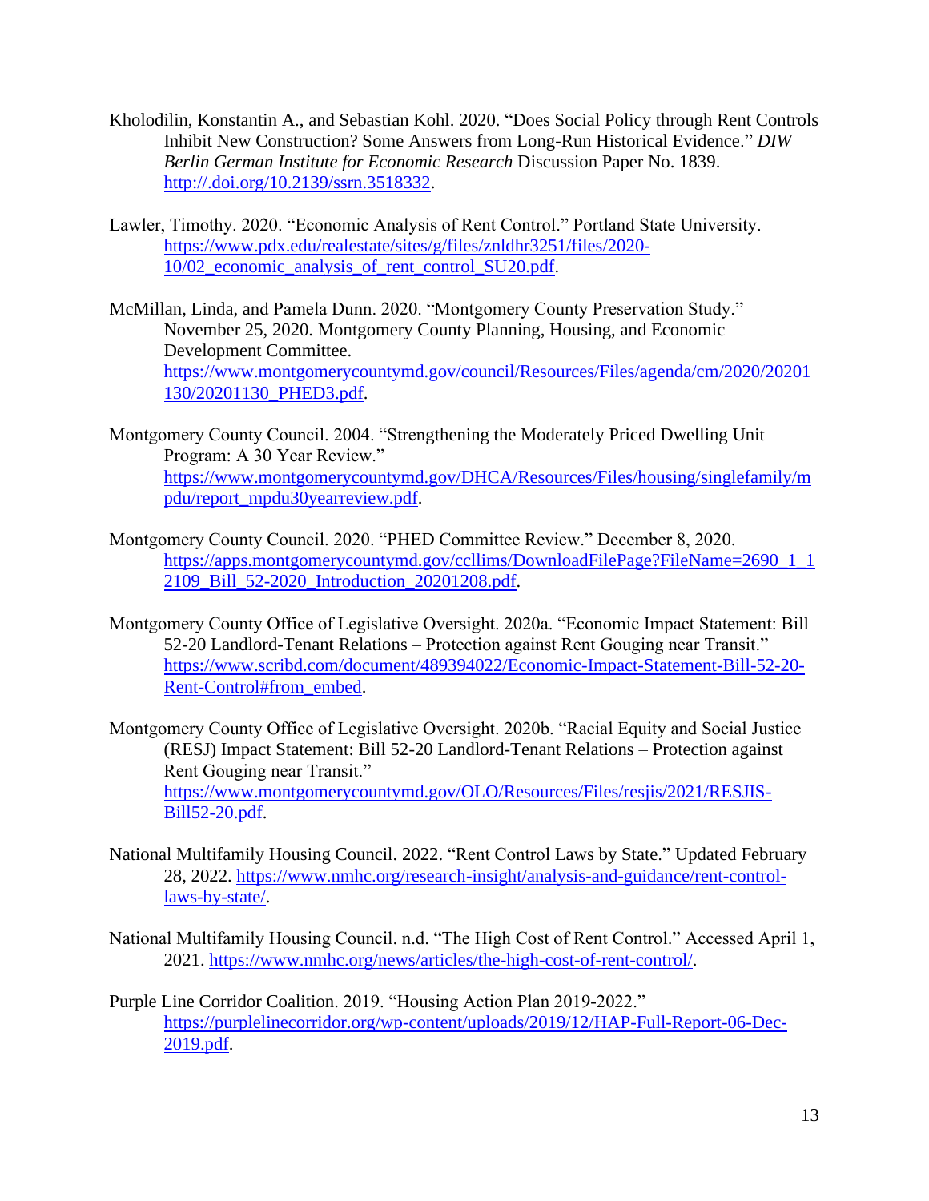Kholodilin, Konstantin A., and Sebastian Kohl. 2020. "Does Social Policy through Rent Controls Inhibit New Construction? Some Answers from Long-Run Historical Evidence." *DIW Berlin German Institute for Economic Research* Discussion Paper No. 1839. http://.doi.org/10.2139/ssrn.3518332.

Lawler, Timothy. 2020. "Economic Analysis of Rent Control." Portland State University. https://www.pdx.edu/realestate/sites/g/files/znldhr3251/files/2020-10/02_economic_analysis_of_rent_control_SU20.pdf.

McMillan, Linda, and Pamela Dunn. 2020. "Montgomery County Preservation Study." November 25, 2020. Montgomery County Planning, Housing, and Economic Development Committee. https://www.montgomerycountymd.gov/council/Resources/Files/agenda/cm/2020/20201130/20201130_PHED3.pdf.

Montgomery County Council. 2004. "Strengthening the Moderately Priced Dwelling Unit Program: A 30 Year Review." https://www.montgomerycountymd.gov/DHCA/Resources/Files/housing/singlefamily/mpdu/report_mpdu30yearreview.pdf.

Montgomery County Council. 2020. "PHED Committee Review." December 8, 2020. https://apps.montgomerycountymd.gov/ccllims/DownloadFilePage?FileName=2690_1_12109_Bill_52-2020_Introduction_20201208.pdf.

Montgomery County Office of Legislative Oversight. 2020a. "Economic Impact Statement: Bill 52-20 Landlord-Tenant Relations – Protection against Rent Gouging near Transit." https://www.scribd.com/document/489394022/Economic-Impact-Statement-Bill-52-20-Rent-Control#from_embed.

Montgomery County Office of Legislative Oversight. 2020b. "Racial Equity and Social Justice (RESJ) Impact Statement: Bill 52-20 Landlord-Tenant Relations – Protection against Rent Gouging near Transit." https://www.montgomerycountymd.gov/OLO/Resources/Files/resjis/2021/RESJIS-Bill52-20.pdf.

National Multifamily Housing Council. 2022. "Rent Control Laws by State." Updated February 28, 2022. https://www.nmhc.org/research-insight/analysis-and-guidance/rent-control-laws-by-state/.

National Multifamily Housing Council. n.d. "The High Cost of Rent Control." Accessed April 1, 2021. https://www.nmhc.org/news/articles/the-high-cost-of-rent-control/.

Purple Line Corridor Coalition. 2019. "Housing Action Plan 2019-2022." https://purplelinecorridor.org/wp-content/uploads/2019/12/HAP-Full-Report-06-Dec-2019.pdf.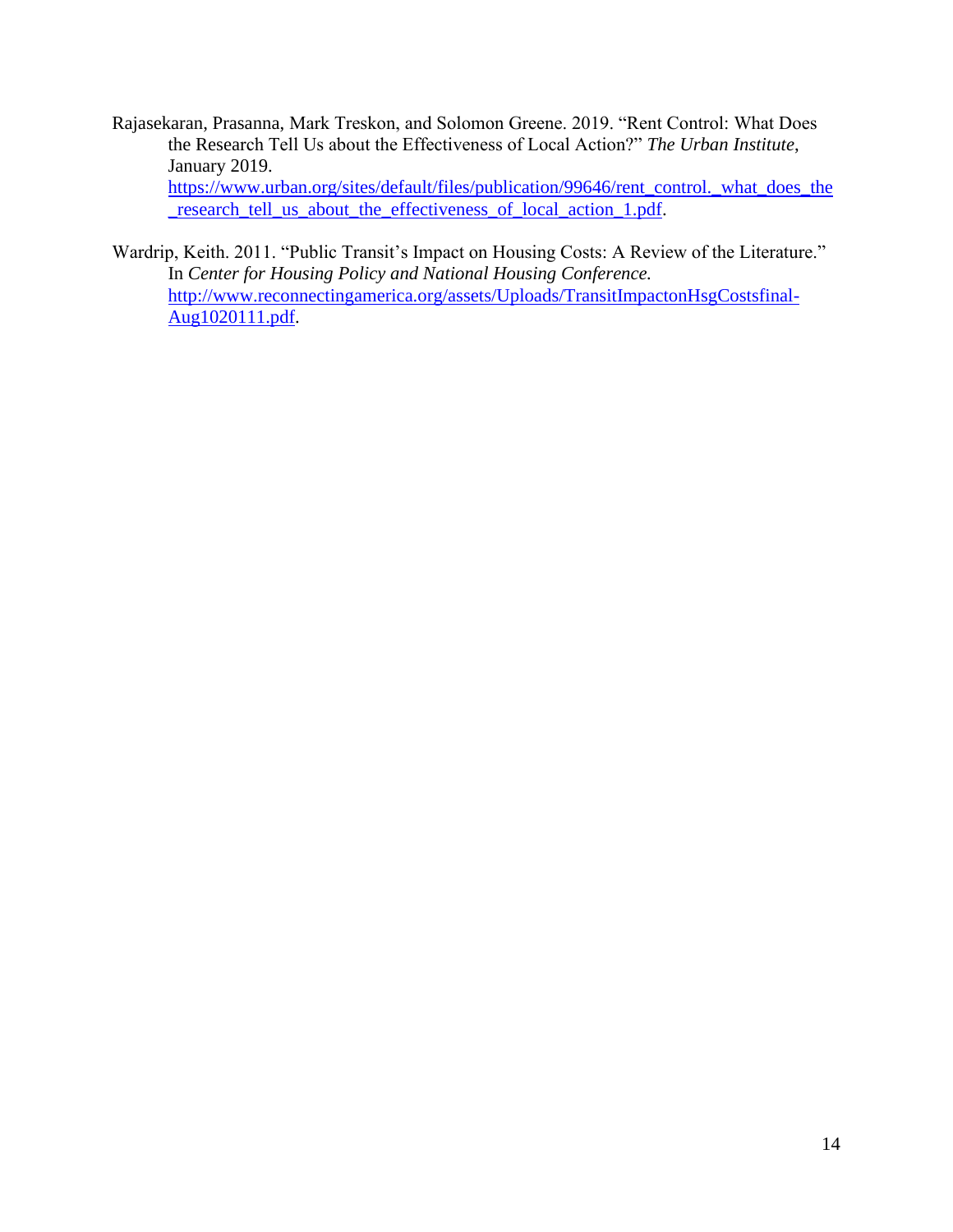Rajasekaran, Prasanna, Mark Treskon, and Solomon Greene. 2019. "Rent Control: What Does the Research Tell Us about the Effectiveness of Local Action?" *The Urban Institute*, January 2019. https://www.urban.org/sites/default/files/publication/99646/rent_control._what_does_the_research_tell_us_about_the_effectiveness_of_local_action_1.pdf.

Wardrip, Keith. 2011. "Public Transit's Impact on Housing Costs: A Review of the Literature." In *Center for Housing Policy and National Housing Conference.* http://www.reconnectingamerica.org/assets/Uploads/TransitImpactonHsgCostsfinal-Aug1020111.pdf.